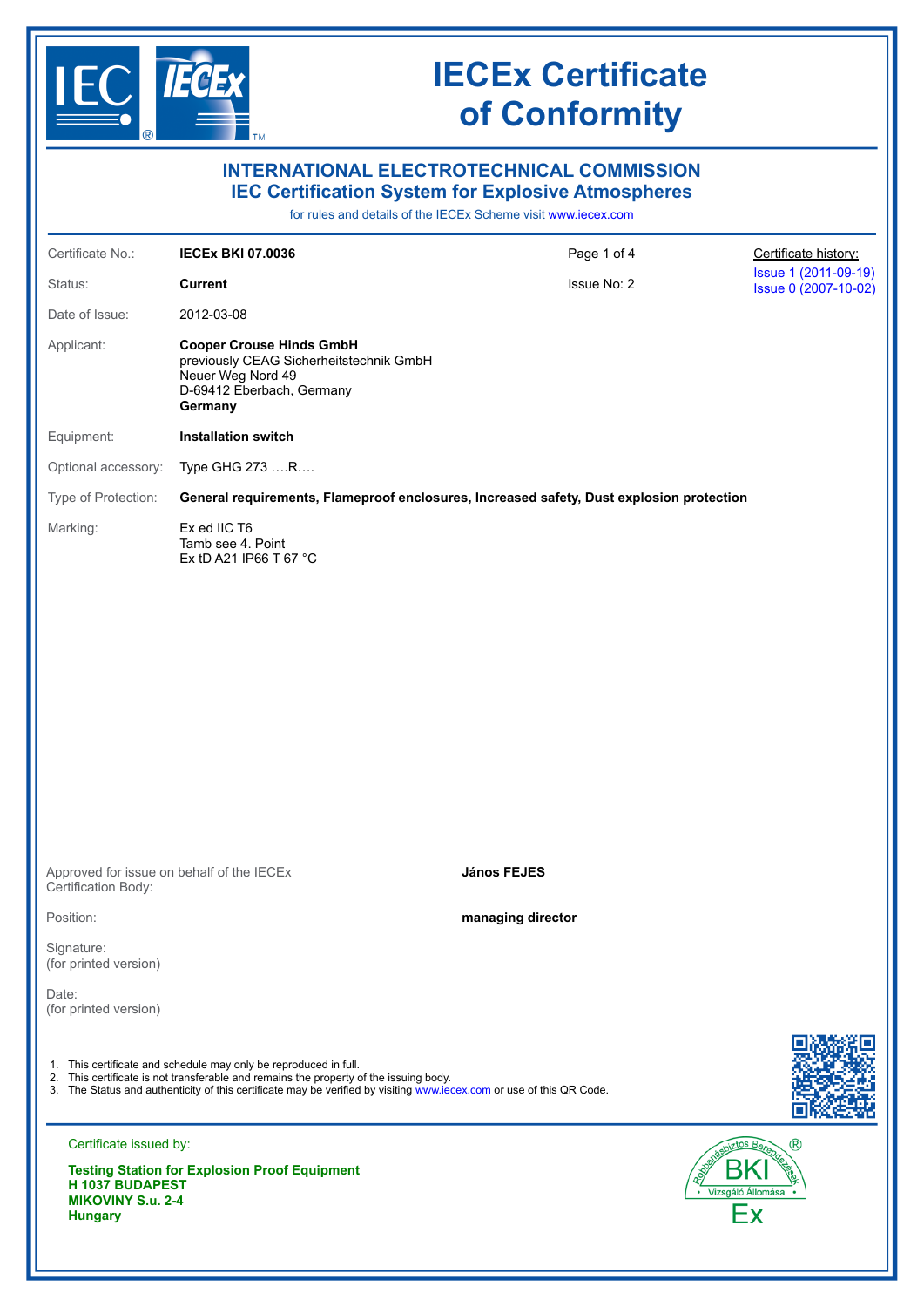# IECEx Certificate of Conformity

## INTERNATIONAL ELECTROTECHNICAL COMMISSION
## IEC Certification System for Explosive Atmospheres

for rules and details of the IECEx Scheme visit www.iecex.com

| | | | |
|---|---|---|---|
| Certificate No.: | **IECEx BKI 07.0036** | Page 1 of 4 | Certificate history: |
| Status: | **Current** | Issue No: 2 | Issue 1 (2011-09-19) Issue 0 (2007-10-02) |
| Date of Issue: | 2012-03-08 | | |

Applicant: **Cooper Crouse Hinds GmbH**
previously CEAG Sicherheitstechnik GmbH
Neuer Weg Nord 49
D-69412 Eberbach, Germany
**Germany**

Equipment: **Installation switch**

Optional accessory: Type GHG 273 ….R….

Type of Protection: **General requirements, Flameproof enclosures, Increased safety, Dust explosion protection**

Marking: Ex ed IIC T6
Tamb see 4. Point
Ex tD A21 IP66 T 67 °C

Approved for issue on behalf of the IECEx Certification Body: **János FEJES**

Position: **managing director**

Signature:
(for printed version)

Date:
(for printed version)

1. This certificate and schedule may only be reproduced in full.
2. This certificate is not transferable and remains the property of the issuing body.
3. The Status and authenticity of this certificate may be verified by visiting www.iecex.com or use of this QR Code.

Certificate issued by:

**Testing Station for Explosion Proof Equipment**
**H 1037 BUDAPEST**
**MIKOVINY S.u. 2-4**
**Hungary**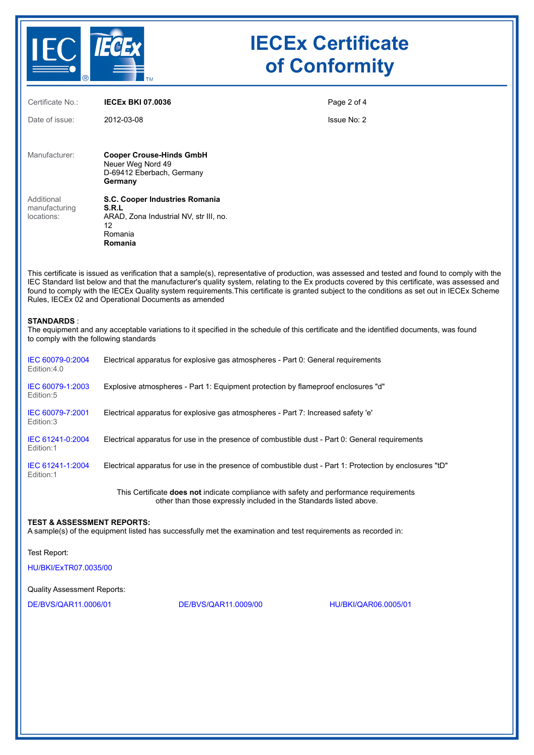# IECEx Certificate of Conformity

| | | |
|---|---|---|
| Certificate No.: | **IECEx BKI 07.0036** | |
| Date of issue: | 2012-03-08 | Issue No: 2 |

Manufacturer: **Cooper Crouse-Hinds GmbH**
Neuer Weg Nord 49
D-69412 Eberbach, Germany
**Germany**

Additional manufacturing locations: **S.C. Cooper Industries Romania S.R.L**
ARAD, Zona Industrial NV, str III, no. 12
Romania
**Romania**

This certificate is issued as verification that a sample(s), representative of production, was assessed and tested and found to comply with the IEC Standard list below and that the manufacturer's quality system, relating to the Ex products covered by this certificate, was assessed and found to comply with the IECEx Quality system requirements.This certificate is granted subject to the conditions as set out in IECEx Scheme Rules, IECEx 02 and Operational Documents as amended

**STANDARDS** :
The equipment and any acceptable variations to it specified in the schedule of this certificate and the identified documents, was found to comply with the following standards

| Standard | Title |
|---|---|
| IEC 60079-0:2004 Edition:4.0 | Electrical apparatus for explosive gas atmospheres - Part 0: General requirements |
| IEC 60079-1:2003 Edition:5 | Explosive atmospheres - Part 1: Equipment protection by flameproof enclosures "d" |
| IEC 60079-7:2001 Edition:3 | Electrical apparatus for explosive gas atmospheres - Part 7: Increased safety 'e' |
| IEC 61241-0:2004 Edition:1 | Electrical apparatus for use in the presence of combustible dust - Part 0: General requirements |
| IEC 61241-1:2004 Edition:1 | Electrical apparatus for use in the presence of combustible dust - Part 1: Protection by enclosures "tD" |

This Certificate **does not** indicate compliance with safety and performance requirements other than those expressly included in the Standards listed above.

**TEST & ASSESSMENT REPORTS:**
A sample(s) of the equipment listed has successfully met the examination and test requirements as recorded in:

Test Report:

HU/BKI/ExTR07.0035/00

Quality Assessment Reports:

DE/BVS/QAR11.0006/01 DE/BVS/QAR11.0009/00 HU/BKI/QAR06.0005/01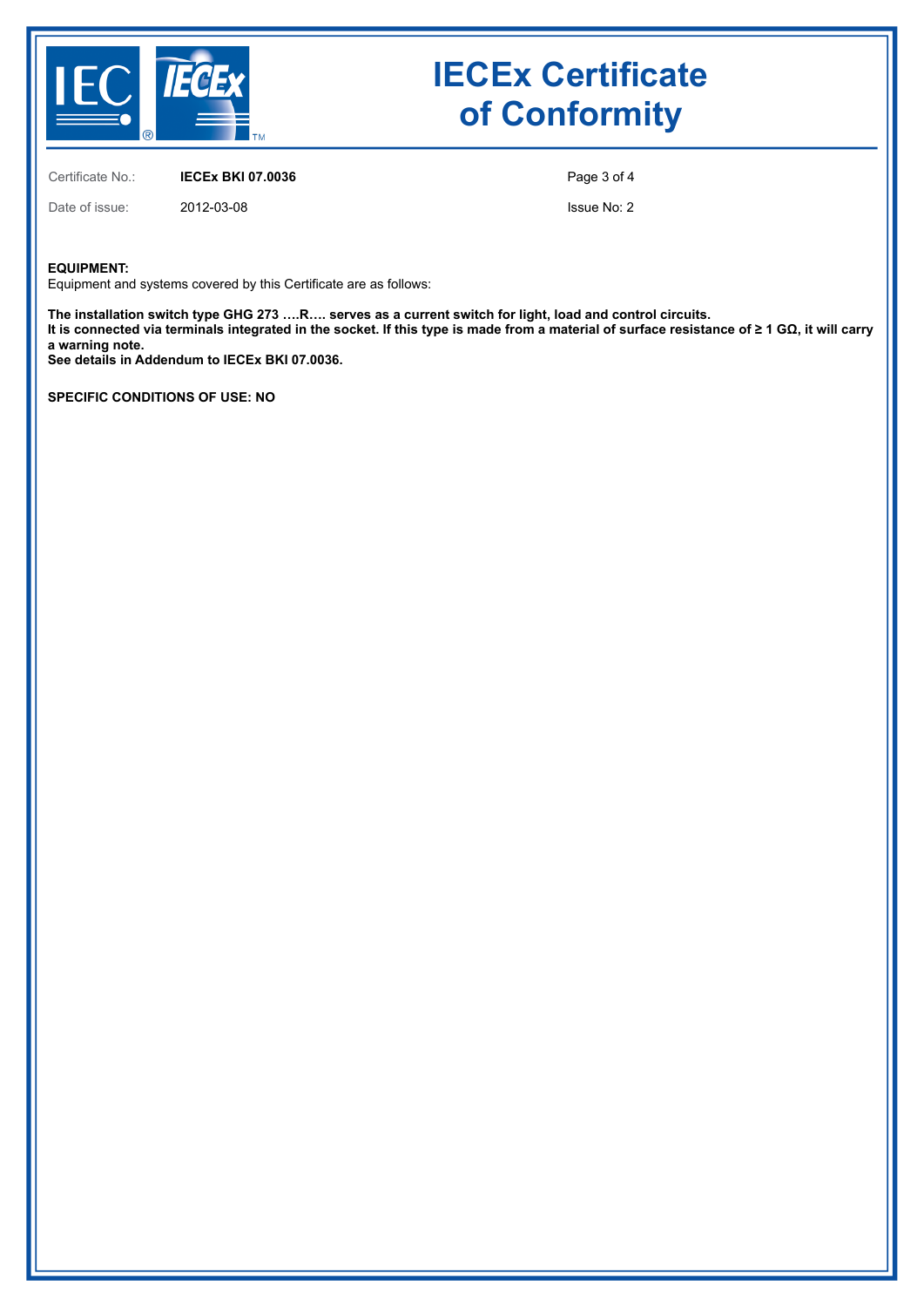# IECEx Certificate of Conformity

Certificate No.: **IECEx BKI 07.0036**

Date of issue: 2012-03-08

Issue No: 2

**EQUIPMENT:**
Equipment and systems covered by this Certificate are as follows:

**The installation switch type GHG 273 ….R…. serves as a current switch for light, load and control circuits.**
**It is connected via terminals integrated in the socket. If this type is made from a material of surface resistance of ≥ 1 GΩ, it will carry a warning note.**
**See details in Addendum to IECEx BKI 07.0036.**

**SPECIFIC CONDITIONS OF USE: NO**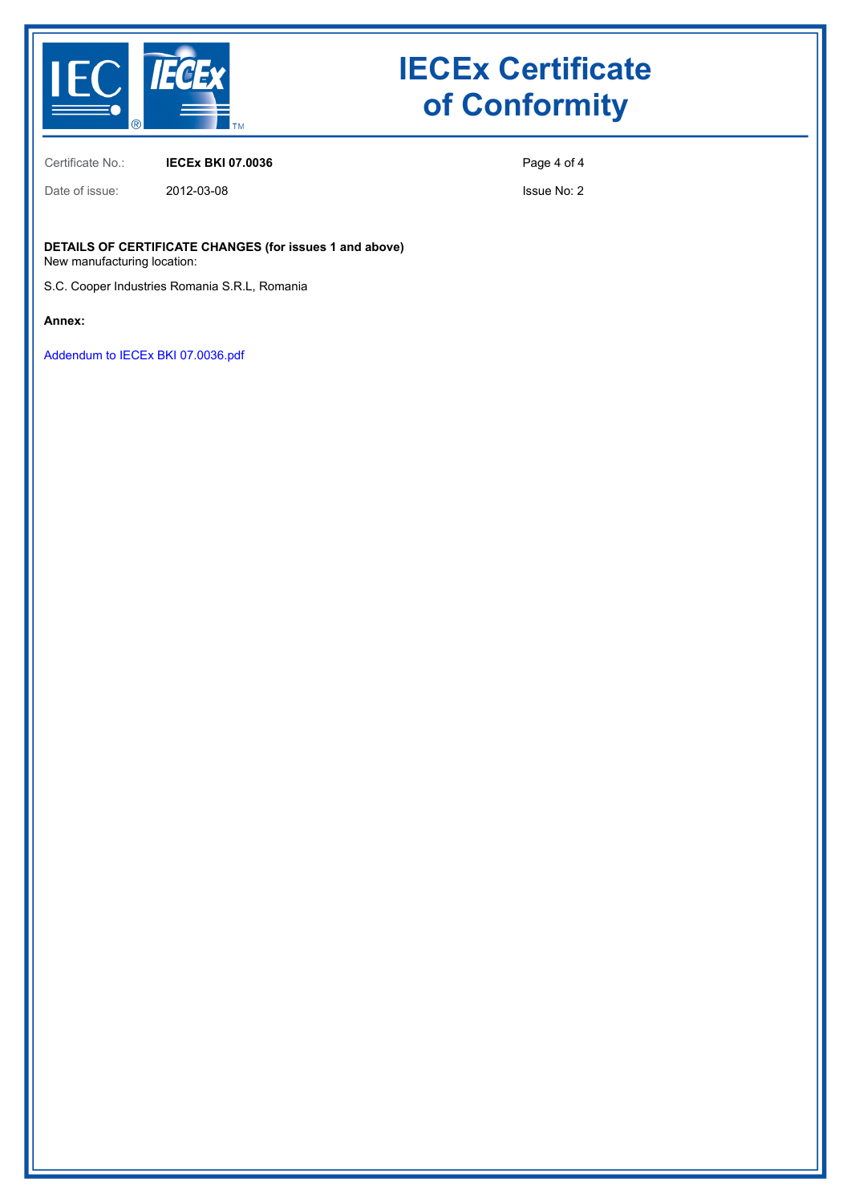# IECEx Certificate of Conformity

| | |
|---|---|
| Certificate No.: | **IECEx BKI 07.0036** |
| Date of issue: | 2012-03-08 |

Issue No: 2

**DETAILS OF CERTIFICATE CHANGES (for issues 1 and above)**
New manufacturing location:

S.C. Cooper Industries Romania S.R.L, Romania

**Annex:**

Addendum to IECEx BKI 07.0036.pdf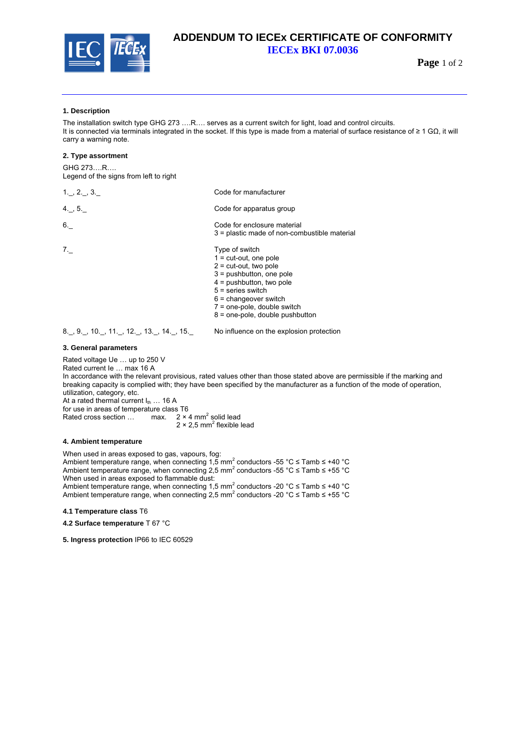# ADDENDUM TO IECEx CERTIFICATE OF CONFORMITY

## IECEx BKI 07.0036

### 1. Description

The installation switch type GHG 273 ….R…. serves as a current switch for light, load and control circuits.
It is connected via terminals integrated in the socket. If this type is made from a material of surface resistance of ≥ 1 GΩ, it will carry a warning note.

### 2. Type assortment

GHG 273….R….
Legend of the signs from left to right

| | |
|---|---|
| 1._, 2._, 3._ | Code for manufacturer |
| 4._, 5._ | Code for apparatus group |
| 6._ | Code for enclosure material<br>3 = plastic made of non-combustible material |
| 7._ | Type of switch<br>1 = cut-out, one pole<br>2 = cut-out, two pole<br>3 = pushbutton, one pole<br>4 = pushbutton, two pole<br>5 = series switch<br>6 = changeover switch<br>7 = one-pole, double switch<br>8 = one-pole, double pushbutton |
| 8._, 9._, 10._, 11._, 12._, 13._, 14._, 15._ | No influence on the explosion protection |

### 3. General parameters

Rated voltage Ue … up to 250 V
Rated current Ie … max 16 A
In accordance with the relevant provisions, rated values other than those stated above are permissible if the marking and breaking capacity is complied with; they have been specified by the manufacturer as a function of the mode of operation, utilization, category, etc.
At a rated thermal current $I_{th}$ … 16 A
for use in areas of temperature class T6
Rated cross section … max. 2 × 4 $mm^2$ solid lead
2 × 2,5 $mm^2$ flexible lead

### 4. Ambient temperature

When used in areas exposed to gas, vapours, fog:
Ambient temperature range, when connecting 1,5 $mm^2$ conductors -55 °C ≤ Tamb ≤ +40 °C
Ambient temperature range, when connecting 2,5 $mm^2$ conductors -55 °C ≤ Tamb ≤ +55 °C
When used in areas exposed to flammable dust:
Ambient temperature range, when connecting 1,5 $mm^2$ conductors -20 °C ≤ Tamb ≤ +40 °C
Ambient temperature range, when connecting 2,5 $mm^2$ conductors -20 °C ≤ Tamb ≤ +55 °C

**4.1 Temperature class** T6

**4.2 Surface temperature** T 67 °C

**5. Ingress protection** IP66 to IEC 60529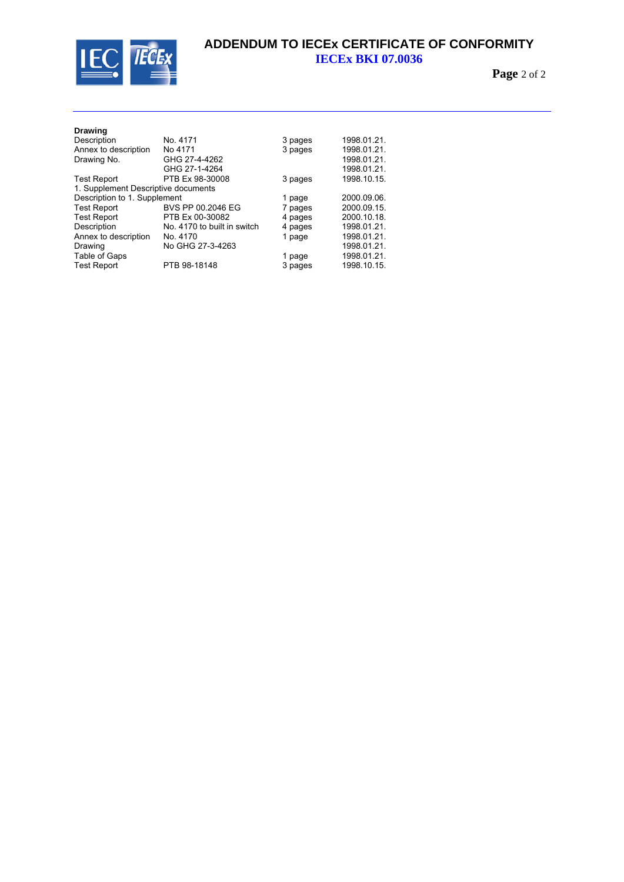**Drawing**

| | | | |
|---|---|---|---|
| Description | No. 4171 | 3 pages | 1998.01.21. |
| Annex to description | No 4171 | 3 pages | 1998.01.21. |
| Drawing No. | GHG 27-4-4262 | | 1998.01.21. |
| | GHG 27-1-4264 | | 1998.01.21. |
| Test Report | PTB Ex 98-30008 | 3 pages | 1998.10.15. |
| 1. Supplement Descriptive documents | | | |
| Description to 1. Supplement | | 1 page | 2000.09.06. |
| Test Report | BVS PP 00.2046 EG | 7 pages | 2000.09.15. |
| Test Report | PTB Ex 00-30082 | 4 pages | 2000.10.18. |
| Description | No. 4170 to built in switch | 4 pages | 1998.01.21. |
| Annex to description | No. 4170 | 1 page | 1998.01.21. |
| Drawing | No GHG 27-3-4263 | | 1998.01.21. |
| Table of Gaps | | 1 page | 1998.01.21. |
| Test Report | PTB 98-18148 | 3 pages | 1998.10.15. |